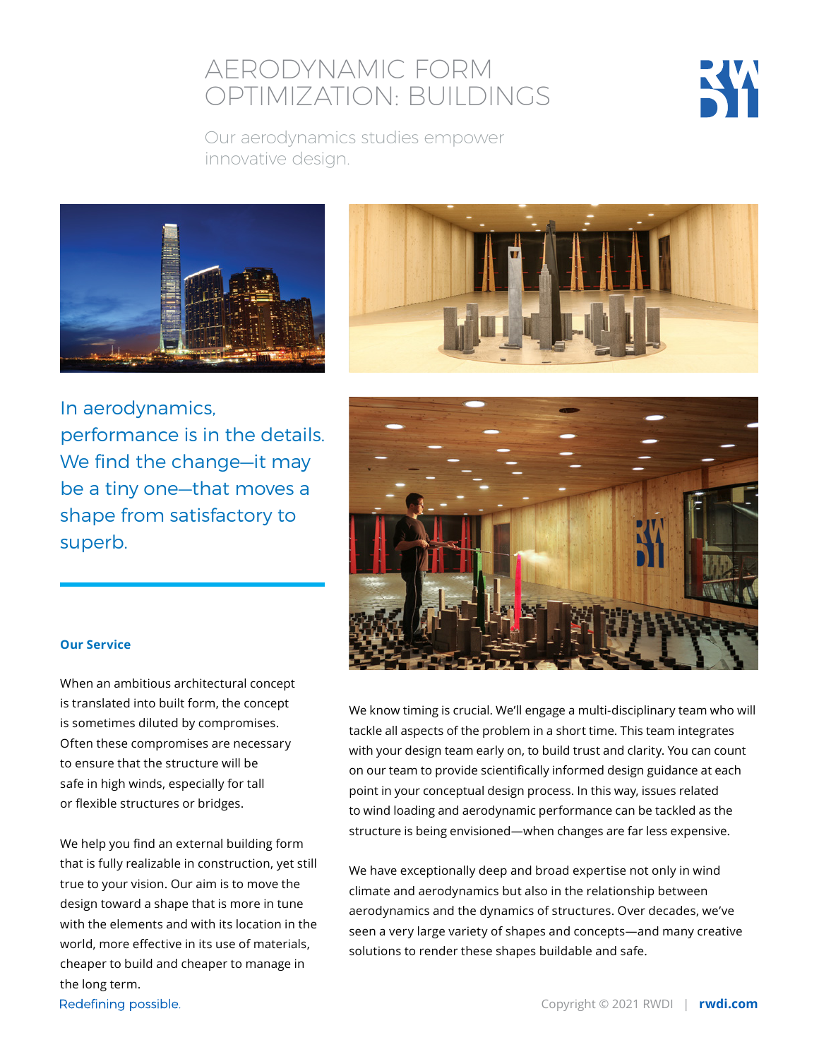# AERODYNAMIC FORM OPTIMIZATION: BUILDINGS

Our aerodynamics studies empower innovative design.

In aerodynamics, performance is in the details. We find the change—it may be a tiny one—that moves a shape from satisfactory to superb.

### Our Service

When an ambitious architectural concept is translated into built form, the concept is sometimes diluted by compromises. Often these compromises are necessary to ensure that the structure will be safe in high winds, especially for tall or flexible structures or bridges.

We help you find an external building form that is fully realizable in construction, yet still true to your vision. Our aim is to move the design toward a shape that is more in tune with the elements and with its location in the world, more effective in its use of materials, cheaper to build and cheaper to manage in the long term.

We know timing is crucial. We'll engage a multi-disciplinary team who will tackle all aspects of the problem in a short time. This team integrates with your design team early on, to build trust and clarity. You can count on our team to provide scientifically informed design guidance at each point in your conceptual design process. In this way, issues related to wind loading and aerodynamic performance can be tackled as the structure is being envisioned—when changes are far less expensive.

We have exceptionally deep and broad expertise not only in wind climate and aerodynamics but also in the relationship between aerodynamics and the dynamics of structures. Over decades, we've seen a very large variety of shapes and concepts—and many creative solutions to render these shapes buildable and safe.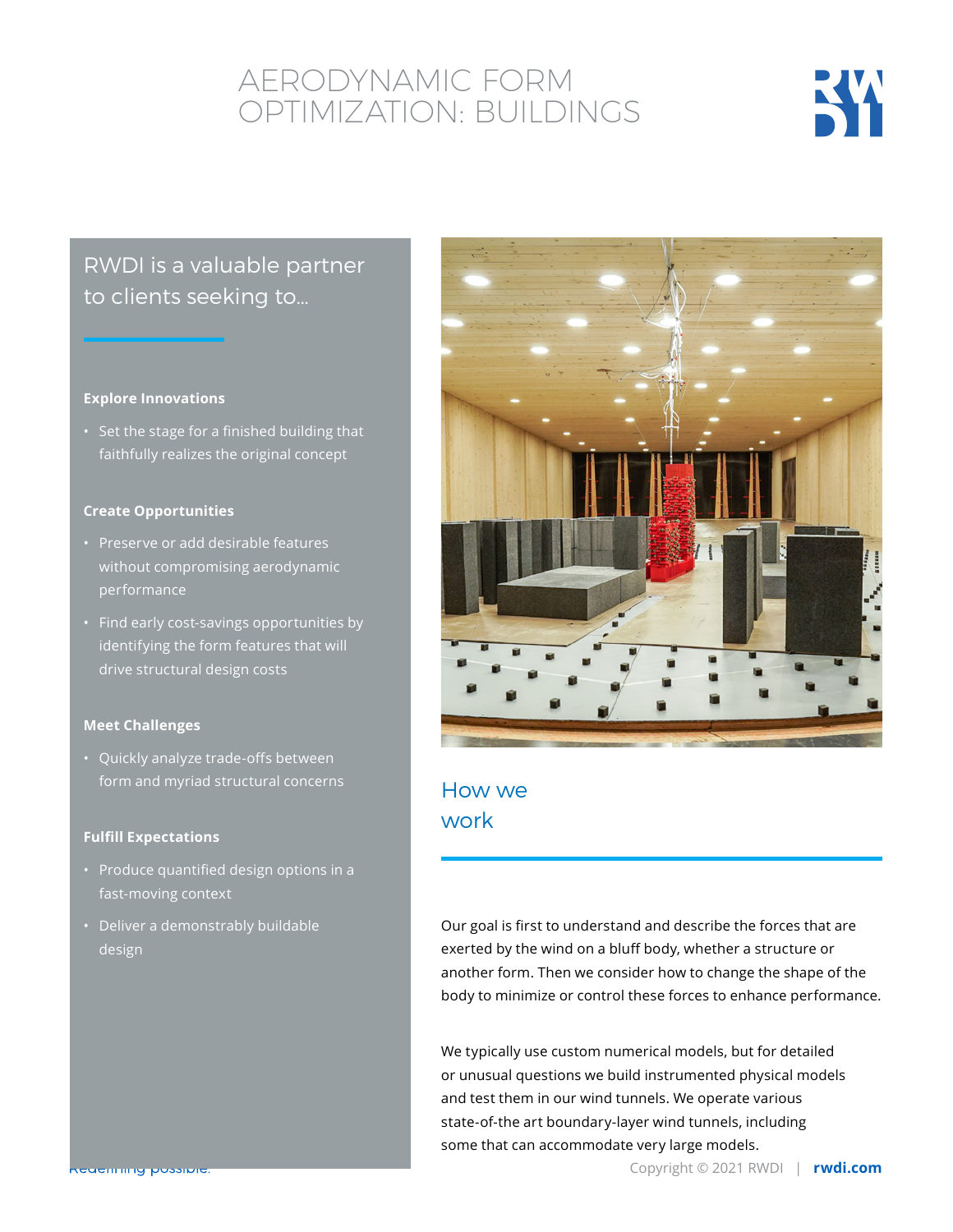# AERODYNAMIC FORM OPTIMIZATION: BUILDINGS

## RWDI is a valuable partner to clients seeking to...

**Explore Innovations**

- Set the stage for a finished building that faithfully realizes the original concept

**Create Opportunities**

- Preserve or add desirable features without compromising aerodynamic performance
- Find early cost-savings opportunities by identifying the form features that will drive structural design costs

**Meet Challenges**

- Quickly analyze trade-offs between form and myriad structural concerns

**Fulfill Expectations**

- Produce quantified design options in a fast-moving context
- Deliver a demonstrably buildable design

## How we work

Our goal is first to understand and describe the forces that are exerted by the wind on a bluff body, whether a structure or another form. Then we consider how to change the shape of the body to minimize or control these forces to enhance performance.

We typically use custom numerical models, but for detailed or unusual questions we build instrumented physical models and test them in our wind tunnels. We operate various state-of-the art boundary-layer wind tunnels, including some that can accommodate very large models.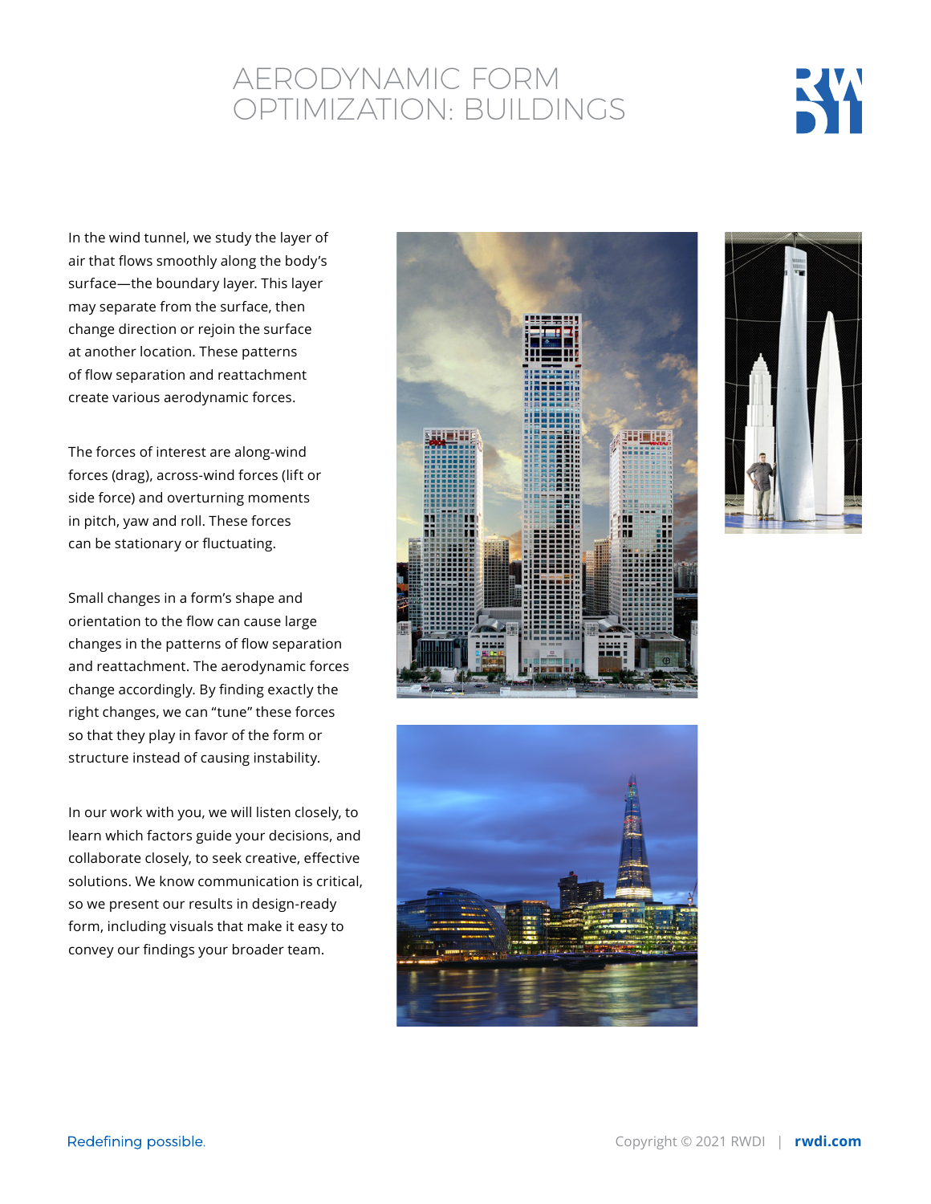# AERODYNAMIC FORM OPTIMIZATION: BUILDINGS

In the wind tunnel, we study the layer of air that flows smoothly along the body's surface—the boundary layer. This layer may separate from the surface, then change direction or rejoin the surface at another location. These patterns of flow separation and reattachment create various aerodynamic forces.

The forces of interest are along-wind forces (drag), across-wind forces (lift or side force) and overturning moments in pitch, yaw and roll. These forces can be stationary or fluctuating.

Small changes in a form's shape and orientation to the flow can cause large changes in the patterns of flow separation and reattachment. The aerodynamic forces change accordingly. By finding exactly the right changes, we can "tune" these forces so that they play in favor of the form or structure instead of causing instability.

In our work with you, we will listen closely, to learn which factors guide your decisions, and collaborate closely, to seek creative, effective solutions. We know communication is critical, so we present our results in design-ready form, including visuals that make it easy to convey our findings your broader team.